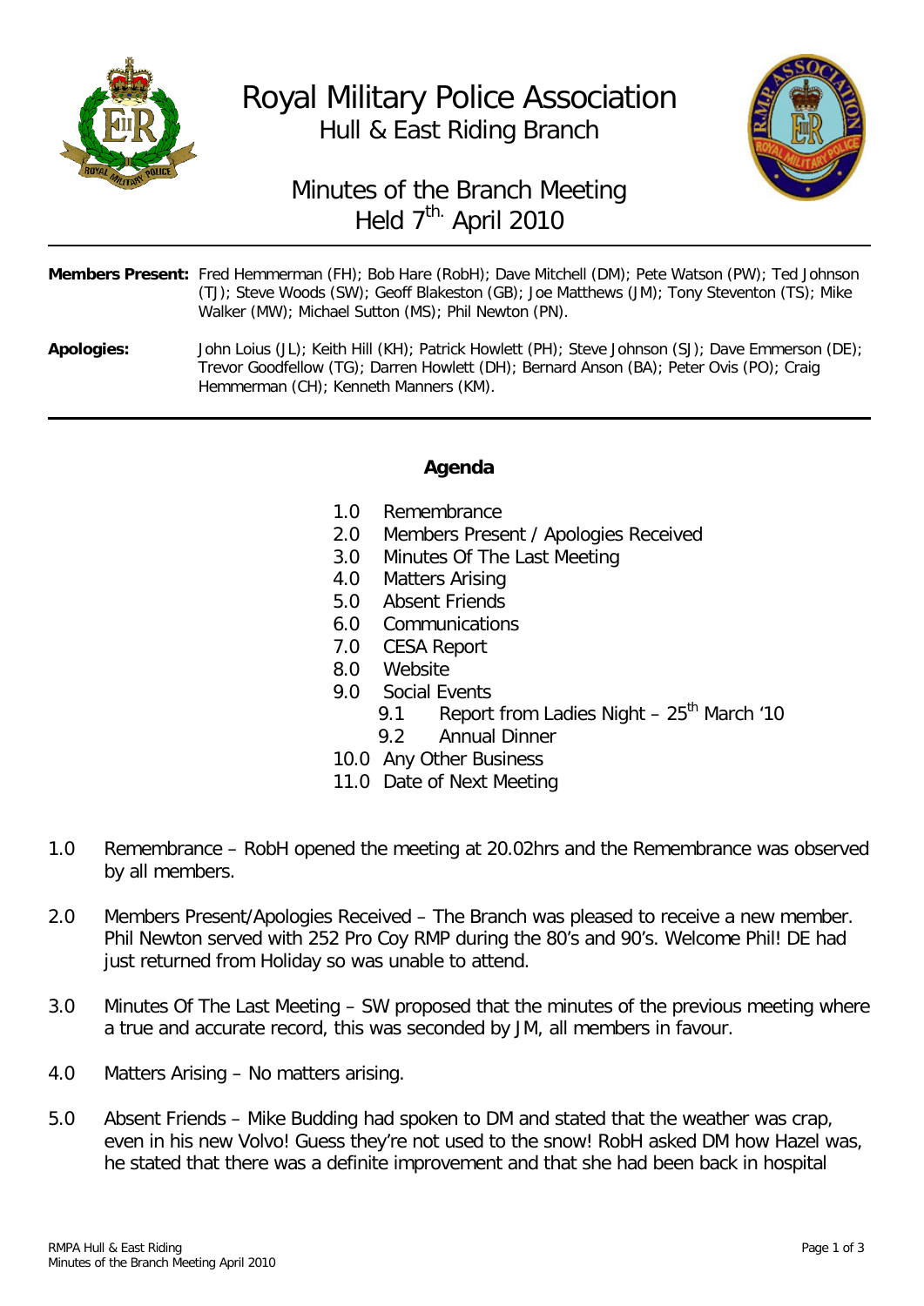# Royal Military Police Association
## Hull & East Riding Branch

## Minutes of the Branch Meeting
## Held 7th. April 2010

**Members Present:** Fred Hemmerman (FH); Bob Hare (RobH); Dave Mitchell (DM); Pete Watson (PW); Ted Johnson (TJ); Steve Woods (SW); Geoff Blakeston (GB); Joe Matthews (JM); Tony Steventon (TS); Mike Walker (MW); Michael Sutton (MS); Phil Newton (PN).

**Apologies:** John Loius (JL); Keith Hill (KH); Patrick Howlett (PH); Steve Johnson (SJ); Dave Emmerson (DE); Trevor Goodfellow (TG); Darren Howlett (DH); Bernard Anson (BA); Peter Ovis (PO); Craig Hemmerman (CH); Kenneth Manners (KM).

### Agenda

- 1.0 Remembrance
- 2.0 Members Present / Apologies Received
- 3.0 Minutes Of The Last Meeting
- 4.0 Matters Arising
- 5.0 Absent Friends
- 6.0 Communications
- 7.0 CESA Report
- 8.0 Website
- 9.0 Social Events
  - 9.1 Report from Ladies Night – 25th March '10
  - 9.2 Annual Dinner
- 10.0 Any Other Business
- 11.0 Date of Next Meeting

1.0 Remembrance – RobH opened the meeting at 20.02hrs and the Remembrance was observed by all members.

2.0 Members Present/Apologies Received – The Branch was pleased to receive a new member. Phil Newton served with 252 Pro Coy RMP during the 80's and 90's. Welcome Phil! DE had just returned from Holiday so was unable to attend.

3.0 Minutes Of The Last Meeting – SW proposed that the minutes of the previous meeting where a true and accurate record, this was seconded by JM, all members in favour.

4.0 Matters Arising – No matters arising.

5.0 Absent Friends – Mike Budding had spoken to DM and stated that the weather was crap, even in his new Volvo! Guess they're not used to the snow! RobH asked DM how Hazel was, he stated that there was a definite improvement and that she had been back in hospital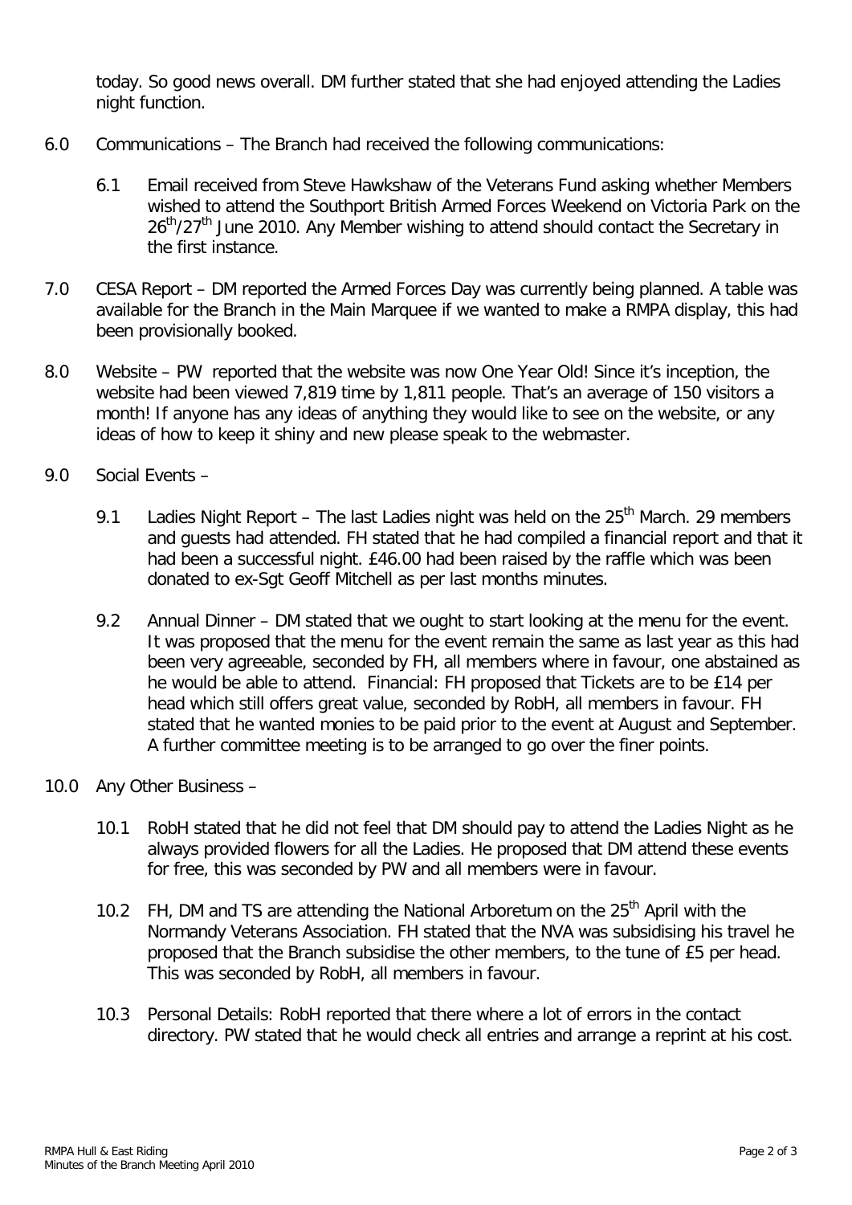today. So good news overall. DM further stated that she had enjoyed attending the Ladies night function.

6.0 Communications – The Branch had received the following communications:

6.1 Email received from Steve Hawkshaw of the Veterans Fund asking whether Members wished to attend the Southport British Armed Forces Weekend on Victoria Park on the 26th/27th June 2010. Any Member wishing to attend should contact the Secretary in the first instance.

7.0 CESA Report – DM reported the Armed Forces Day was currently being planned. A table was available for the Branch in the Main Marquee if we wanted to make a RMPA display, this had been provisionally booked.

8.0 Website – PW reported that the website was now One Year Old! Since it's inception, the website had been viewed 7,819 time by 1,811 people. That's an average of 150 visitors a month! If anyone has any ideas of anything they would like to see on the website, or any ideas of how to keep it shiny and new please speak to the webmaster.

9.0 Social Events –

9.1 Ladies Night Report – The last Ladies night was held on the 25th March. 29 members and guests had attended. FH stated that he had compiled a financial report and that it had been a successful night. £46.00 had been raised by the raffle which was been donated to ex-Sgt Geoff Mitchell as per last months minutes.

9.2 Annual Dinner – DM stated that we ought to start looking at the menu for the event. It was proposed that the menu for the event remain the same as last year as this had been very agreeable, seconded by FH, all members where in favour, one abstained as he would be able to attend. Financial: FH proposed that Tickets are to be £14 per head which still offers great value, seconded by RobH, all members in favour. FH stated that he wanted monies to be paid prior to the event at August and September. A further committee meeting is to be arranged to go over the finer points.

10.0 Any Other Business –

10.1 RobH stated that he did not feel that DM should pay to attend the Ladies Night as he always provided flowers for all the Ladies. He proposed that DM attend these events for free, this was seconded by PW and all members were in favour.

10.2 FH, DM and TS are attending the National Arboretum on the 25th April with the Normandy Veterans Association. FH stated that the NVA was subsidising his travel he proposed that the Branch subsidise the other members, to the tune of £5 per head. This was seconded by RobH, all members in favour.

10.3 Personal Details: RobH reported that there where a lot of errors in the contact directory. PW stated that he would check all entries and arrange a reprint at his cost.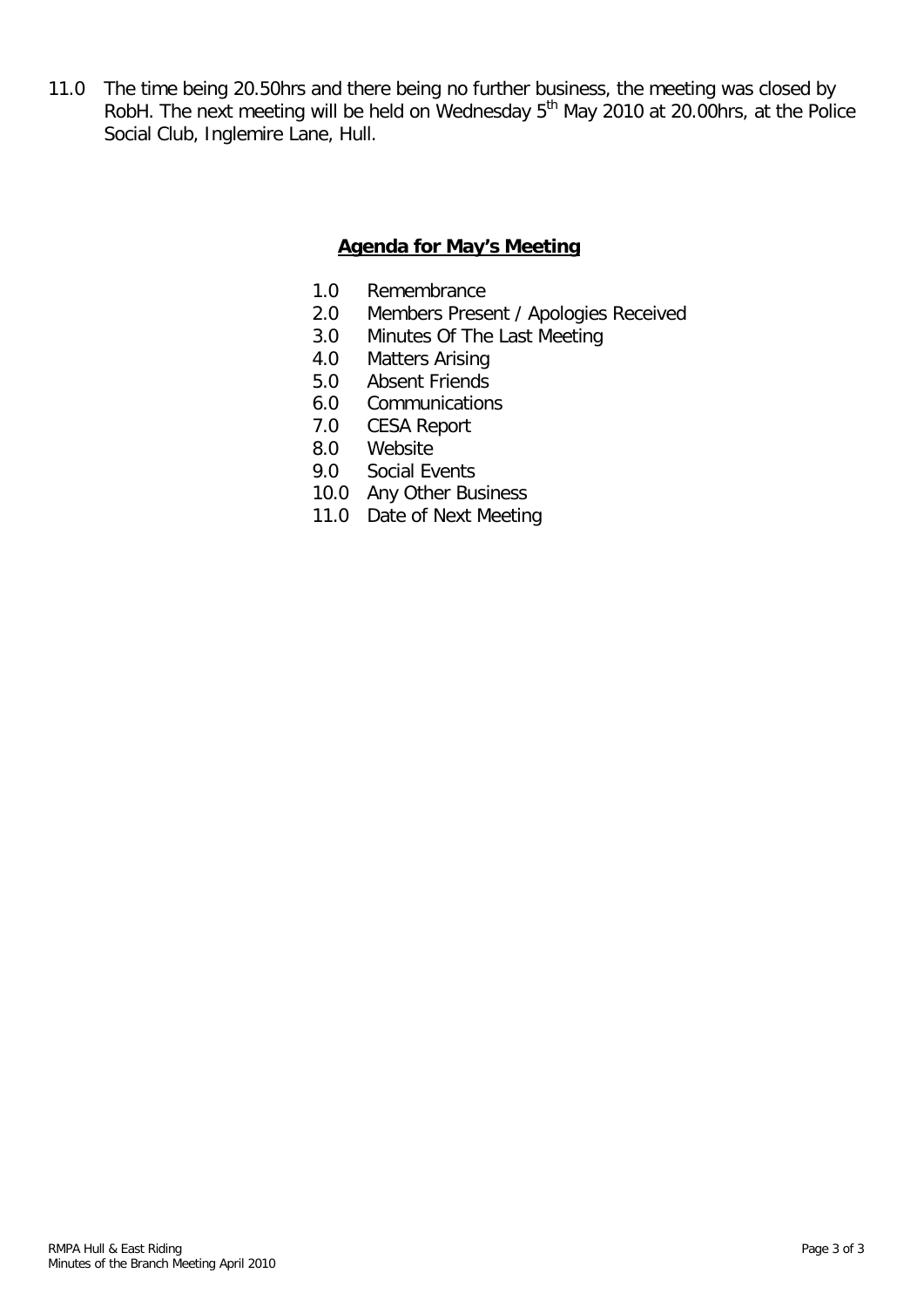11.0 The time being 20.50hrs and there being no further business, the meeting was closed by RobH. The next meeting will be held on Wednesday 5th May 2010 at 20.00hrs, at the Police Social Club, Inglemire Lane, Hull.

## **Agenda for May's Meeting**

1.0 Remembrance
2.0 Members Present / Apologies Received
3.0 Minutes Of The Last Meeting
4.0 Matters Arising
5.0 Absent Friends
6.0 Communications
7.0 CESA Report
8.0 Website
9.0 Social Events
10.0 Any Other Business
11.0 Date of Next Meeting